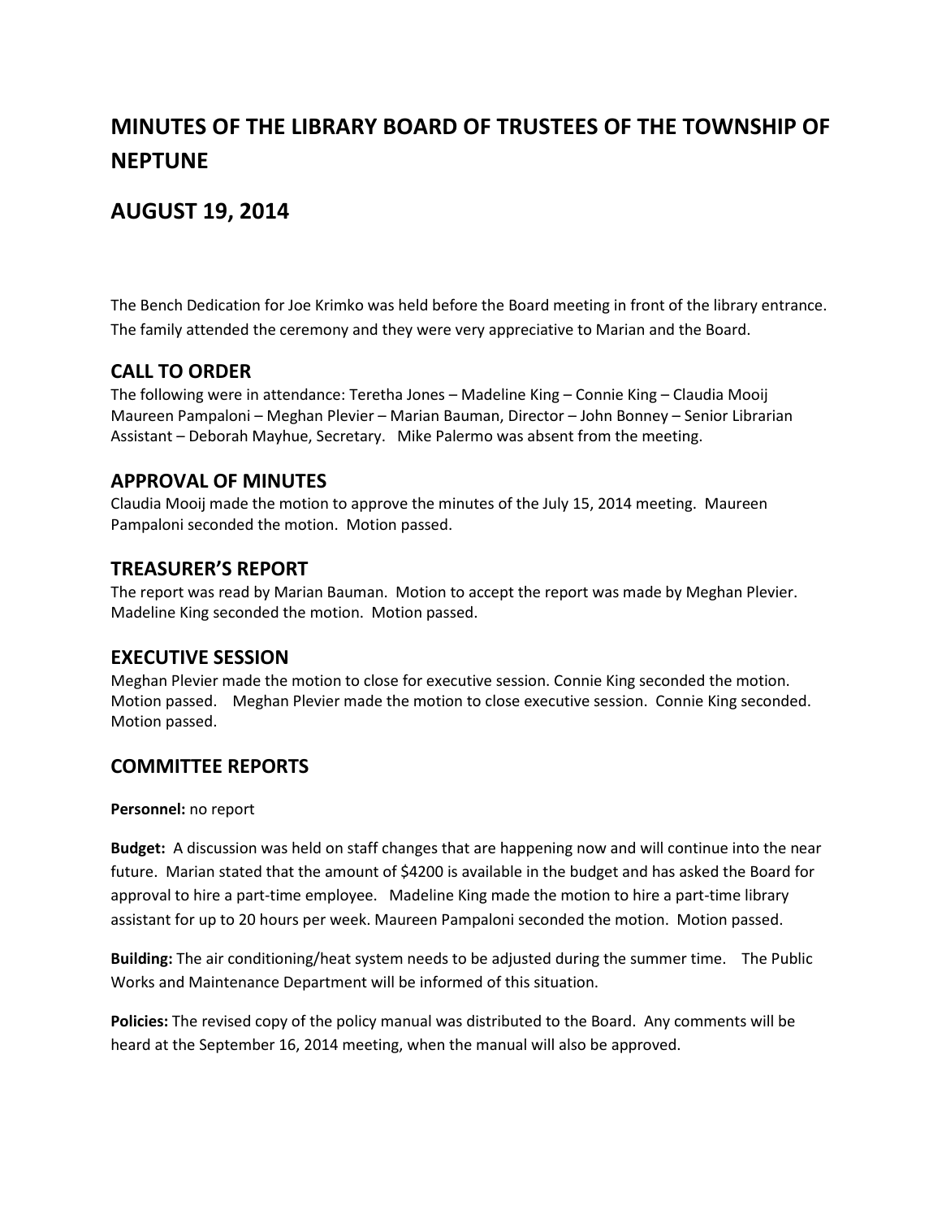# MINUTES OF THE LIBRARY BOARD OF TRUSTEES OF THE TOWNSHIP OF NEPTUNE

## AUGUST 19, 2014

The Bench Dedication for Joe Krimko was held before the Board meeting in front of the library entrance. The family attended the ceremony and they were very appreciative to Marian and the Board.

### CALL TO ORDER

The following were in attendance: Teretha Jones – Madeline King – Connie King – Claudia Mooij Maureen Pampaloni – Meghan Plevier – Marian Bauman, Director – John Bonney – Senior Librarian Assistant – Deborah Mayhue, Secretary. Mike Palermo was absent from the meeting.

### APPROVAL OF MINUTES

Claudia Mooij made the motion to approve the minutes of the July 15, 2014 meeting. Maureen Pampaloni seconded the motion. Motion passed.

### TREASURER'S REPORT

The report was read by Marian Bauman. Motion to accept the report was made by Meghan Plevier. Madeline King seconded the motion. Motion passed.

### EXECUTIVE SESSION

Meghan Plevier made the motion to close for executive session. Connie King seconded the motion. Motion passed. Meghan Plevier made the motion to close executive session. Connie King seconded. Motion passed.

### COMMITTEE REPORTS

**Personnel:** no report

**Budget:** A discussion was held on staff changes that are happening now and will continue into the near future. Marian stated that the amount of $4200 is available in the budget and has asked the Board for approval to hire a part-time employee. Madeline King made the motion to hire a part-time library assistant for up to 20 hours per week. Maureen Pampaloni seconded the motion. Motion passed.

**Building:** The air conditioning/heat system needs to be adjusted during the summer time. The Public Works and Maintenance Department will be informed of this situation.

**Policies:** The revised copy of the policy manual was distributed to the Board. Any comments will be heard at the September 16, 2014 meeting, when the manual will also be approved.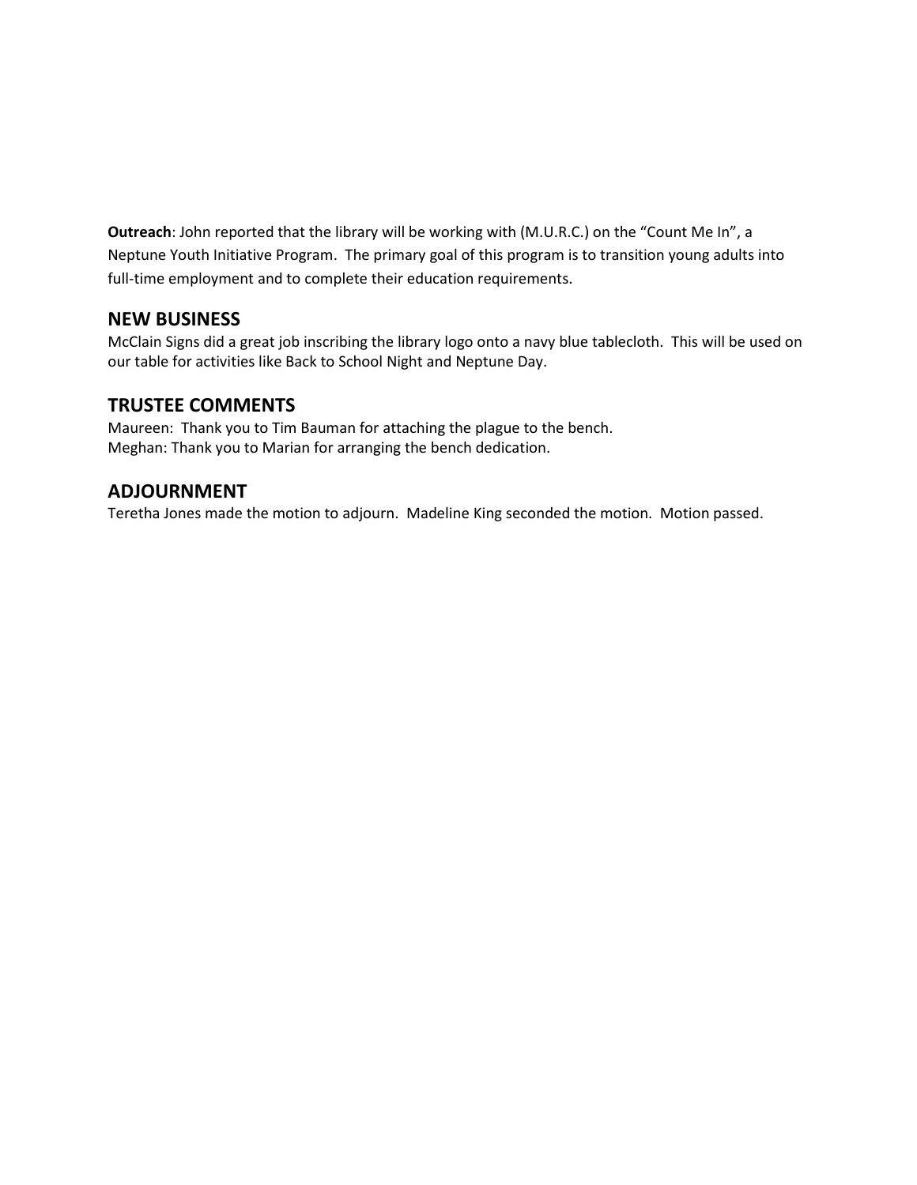**Outreach**: John reported that the library will be working with (M.U.R.C.) on the "Count Me In", a Neptune Youth Initiative Program. The primary goal of this program is to transition young adults into full-time employment and to complete their education requirements.

## NEW BUSINESS

McClain Signs did a great job inscribing the library logo onto a navy blue tablecloth. This will be used on our table for activities like Back to School Night and Neptune Day.

## TRUSTEE COMMENTS

Maureen: Thank you to Tim Bauman for attaching the plague to the bench.
Meghan: Thank you to Marian for arranging the bench dedication.

## ADJOURNMENT

Teretha Jones made the motion to adjourn. Madeline King seconded the motion. Motion passed.